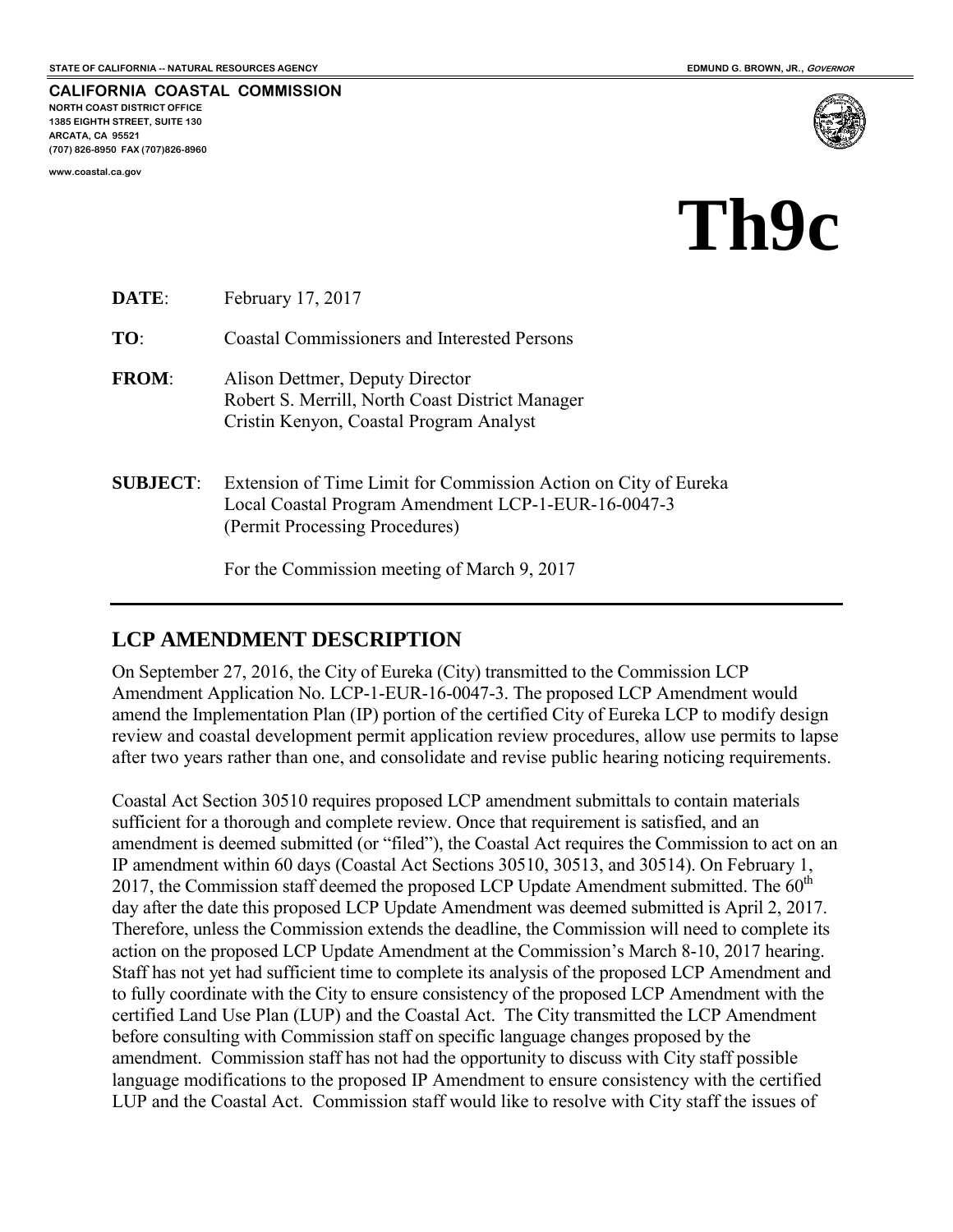STATE OF CALIFORNIA -- NATURAL RESOURCES AGENCY

EDMUND G. BROWN, JR., *GOVERNOR*

**CALIFORNIA COASTAL COMMISSION**
NORTH COAST DISTRICT OFFICE
1385 EIGHTH STREET, SUITE 130
ARCATA, CA 95521
(707) 826-8950 FAX (707)826-8960

www.coastal.ca.gov

# Th9c

**DATE**: February 17, 2017

**TO**: Coastal Commissioners and Interested Persons

**FROM**: Alison Dettmer, Deputy Director
Robert S. Merrill, North Coast District Manager
Cristin Kenyon, Coastal Program Analyst

**SUBJECT**: Extension of Time Limit for Commission Action on City of Eureka Local Coastal Program Amendment LCP-1-EUR-16-0047-3 (Permit Processing Procedures)

For the Commission meeting of March 9, 2017

## LCP AMENDMENT DESCRIPTION

On September 27, 2016, the City of Eureka (City) transmitted to the Commission LCP Amendment Application No. LCP-1-EUR-16-0047-3. The proposed LCP Amendment would amend the Implementation Plan (IP) portion of the certified City of Eureka LCP to modify design review and coastal development permit application review procedures, allow use permits to lapse after two years rather than one, and consolidate and revise public hearing noticing requirements.

Coastal Act Section 30510 requires proposed LCP amendment submittals to contain materials sufficient for a thorough and complete review. Once that requirement is satisfied, and an amendment is deemed submitted (or "filed"), the Coastal Act requires the Commission to act on an IP amendment within 60 days (Coastal Act Sections 30510, 30513, and 30514). On February 1, 2017, the Commission staff deemed the proposed LCP Update Amendment submitted. The 60th day after the date this proposed LCP Update Amendment was deemed submitted is April 2, 2017. Therefore, unless the Commission extends the deadline, the Commission will need to complete its action on the proposed LCP Update Amendment at the Commission's March 8-10, 2017 hearing. Staff has not yet had sufficient time to complete its analysis of the proposed LCP Amendment and to fully coordinate with the City to ensure consistency of the proposed LCP Amendment with the certified Land Use Plan (LUP) and the Coastal Act. The City transmitted the LCP Amendment before consulting with Commission staff on specific language changes proposed by the amendment. Commission staff has not had the opportunity to discuss with City staff possible language modifications to the proposed IP Amendment to ensure consistency with the certified LUP and the Coastal Act. Commission staff would like to resolve with City staff the issues of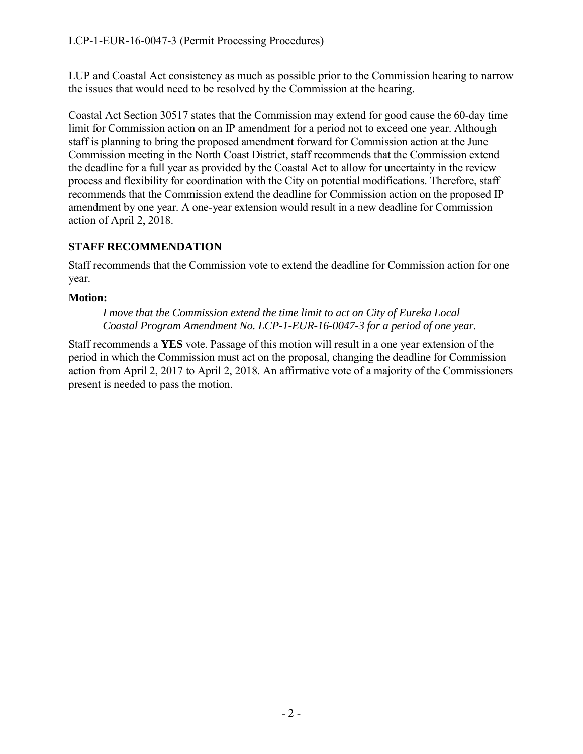LUP and Coastal Act consistency as much as possible prior to the Commission hearing to narrow the issues that would need to be resolved by the Commission at the hearing.

Coastal Act Section 30517 states that the Commission may extend for good cause the 60-day time limit for Commission action on an IP amendment for a period not to exceed one year. Although staff is planning to bring the proposed amendment forward for Commission action at the June Commission meeting in the North Coast District, staff recommends that the Commission extend the deadline for a full year as provided by the Coastal Act to allow for uncertainty in the review process and flexibility for coordination with the City on potential modifications. Therefore, staff recommends that the Commission extend the deadline for Commission action on the proposed IP amendment by one year. A one-year extension would result in a new deadline for Commission action of April 2, 2018.

## STAFF RECOMMENDATION

Staff recommends that the Commission vote to extend the deadline for Commission action for one year.

**Motion:**

> *I move that the Commission extend the time limit to act on City of Eureka Local Coastal Program Amendment No. LCP-1-EUR-16-0047-3 for a period of one year.*

Staff recommends a **YES** vote. Passage of this motion will result in a one year extension of the period in which the Commission must act on the proposal, changing the deadline for Commission action from April 2, 2017 to April 2, 2018. An affirmative vote of a majority of the Commissioners present is needed to pass the motion.